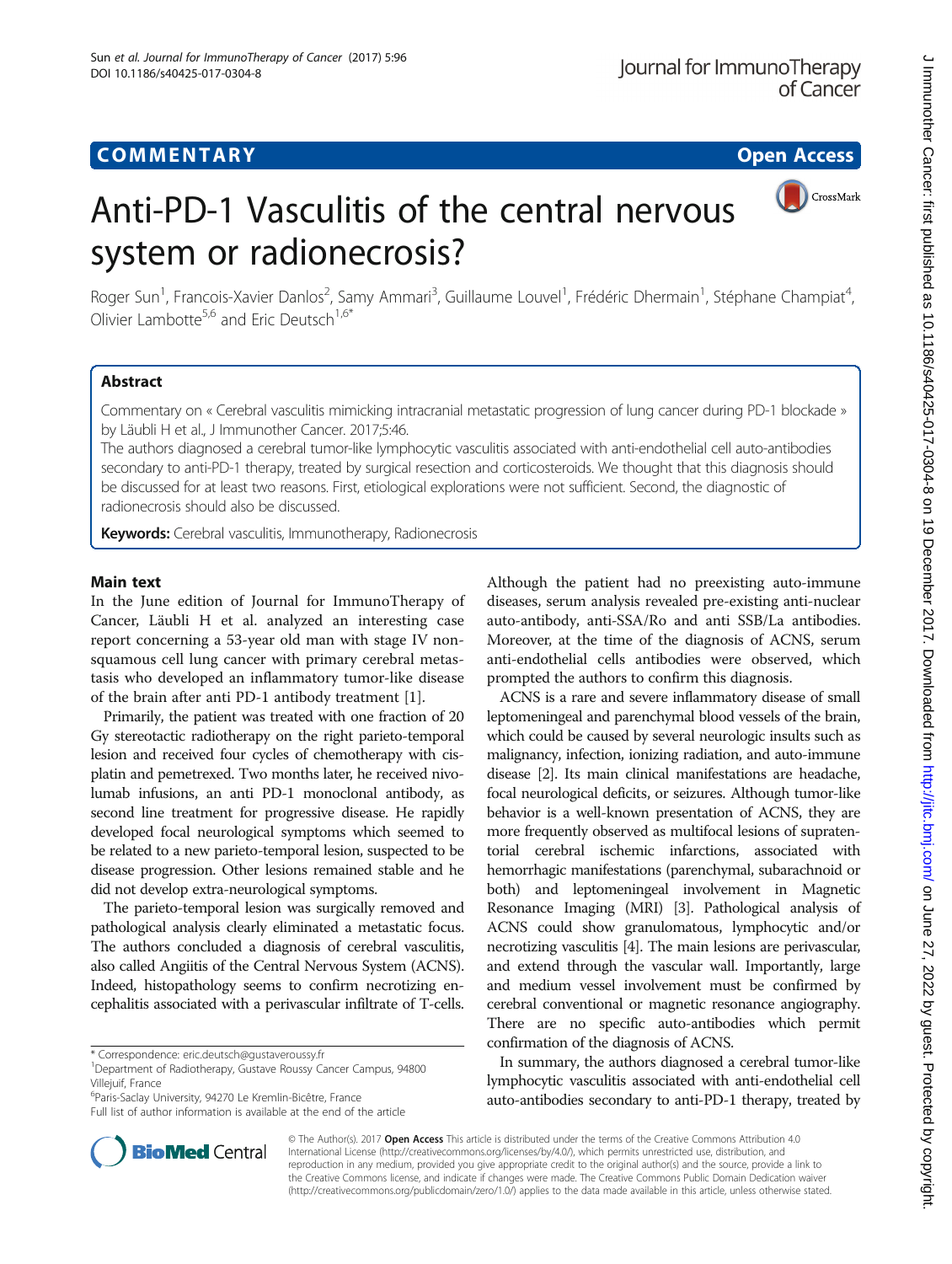COMMENTARY

Open Access

# Anti-PD-1 Vasculitis of the central nervous system or radionecrosis?

Roger Sun[1], Francois-Xavier Danlos[2], Samy Ammari[3], Guillaume Louvel[1], Frédéric Dhermain[1], Stéphane Champiat[4], Olivier Lambotte[5,6] and Eric Deutsch[1,6*]

## Abstract

Commentary on « Cerebral vasculitis mimicking intracranial metastatic progression of lung cancer during PD-1 blockade » by Läubli H et al., J Immunother Cancer. 2017;5:46.

The authors diagnosed a cerebral tumor-like lymphocytic vasculitis associated with anti-endothelial cell auto-antibodies secondary to anti-PD-1 therapy, treated by surgical resection and corticosteroids. We thought that this diagnosis should be discussed for at least two reasons. First, etiological explorations were not sufficient. Second, the diagnostic of radionecrosis should also be discussed.

**Keywords:** Cerebral vasculitis, Immunotherapy, Radionecrosis

## Main text

In the June edition of Journal for ImmunoTherapy of Cancer, Läubli H et al. analyzed an interesting case report concerning a 53-year old man with stage IV non-squamous cell lung cancer with primary cerebral metastasis who developed an inflammatory tumor-like disease of the brain after anti PD-1 antibody treatment [1].

Primarily, the patient was treated with one fraction of 20 Gy stereotactic radiotherapy on the right parieto-temporal lesion and received four cycles of chemotherapy with cisplatin and pemetrexed. Two months later, he received nivolumab infusions, an anti PD-1 monoclonal antibody, as second line treatment for progressive disease. He rapidly developed focal neurological symptoms which seemed to be related to a new parieto-temporal lesion, suspected to be disease progression. Other lesions remained stable and he did not develop extra-neurological symptoms.

The parieto-temporal lesion was surgically removed and pathological analysis clearly eliminated a metastatic focus. The authors concluded a diagnosis of cerebral vasculitis, also called Angiitis of the Central Nervous System (ACNS). Indeed, histopathology seems to confirm necrotizing encephalitis associated with a perivascular infiltrate of T-cells. Although the patient had no preexisting auto-immune diseases, serum analysis revealed pre-existing anti-nuclear auto-antibody, anti-SSA/Ro and anti SSB/La antibodies. Moreover, at the time of the diagnosis of ACNS, serum anti-endothelial cells antibodies were observed, which prompted the authors to confirm this diagnosis.

ACNS is a rare and severe inflammatory disease of small leptomeningeal and parenchymal blood vessels of the brain, which could be caused by several neurologic insults such as malignancy, infection, ionizing radiation, and auto-immune disease [2]. Its main clinical manifestations are headache, focal neurological deficits, or seizures. Although tumor-like behavior is a well-known presentation of ACNS, they are more frequently observed as multifocal lesions of supratentorial cerebral ischemic infarctions, associated with hemorrhagic manifestations (parenchymal, subarachnoid or both) and leptomeningeal involvement in Magnetic Resonance Imaging (MRI) [3]. Pathological analysis of ACNS could show granulomatous, lymphocytic and/or necrotizing vasculitis [4]. The main lesions are perivascular, and extend through the vascular wall. Importantly, large and medium vessel involvement must be confirmed by cerebral conventional or magnetic resonance angiography. There are no specific auto-antibodies which permit confirmation of the diagnosis of ACNS.

In summary, the authors diagnosed a cerebral tumor-like lymphocytic vasculitis associated with anti-endothelial cell auto-antibodies secondary to anti-PD-1 therapy, treated by

\* Correspondence: eric.deutsch@gustaveroussy.fr
[1]Department of Radiotherapy, Gustave Roussy Cancer Campus, 94800 Villejuif, France
[6]Paris-Saclay University, 94270 Le Kremlin-Bicêtre, France
Full list of author information is available at the end of the article

© The Author(s). 2017 **Open Access** This article is distributed under the terms of the Creative Commons Attribution 4.0 International License (http://creativecommons.org/licenses/by/4.0/), which permits unrestricted use, distribution, and reproduction in any medium, provided you give appropriate credit to the original author(s) and the source, provide a link to the Creative Commons license, and indicate if changes were made. The Creative Commons Public Domain Dedication waiver (http://creativecommons.org/publicdomain/zero/1.0/) applies to the data made available in this article, unless otherwise stated.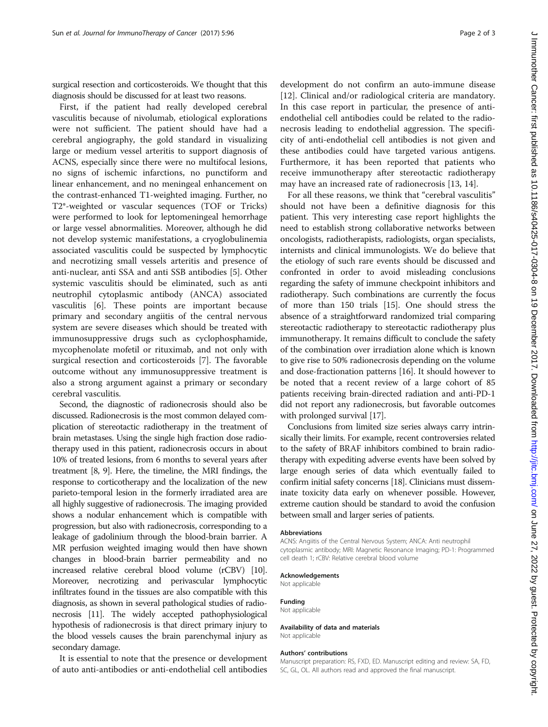surgical resection and corticosteroids. We thought that this diagnosis should be discussed for at least two reasons.

First, if the patient had really developed cerebral vasculitis because of nivolumab, etiological explorations were not sufficient. The patient should have had a cerebral angiography, the gold standard in visualizing large or medium vessel arteritis to support diagnosis of ACNS, especially since there were no multifocal lesions, no signs of ischemic infarctions, no punctiform and linear enhancement, and no meningeal enhancement on the contrast-enhanced T1-weighted imaging. Further, no T2*-weighted or vascular sequences (TOF or Tricks) were performed to look for leptomeningeal hemorrhage or large vessel abnormalities. Moreover, although he did not develop systemic manifestations, a cryoglobulinemia associated vasculitis could be suspected by lymphocytic and necrotizing small vessels arteritis and presence of anti-nuclear, anti SSA and anti SSB antibodies [5]. Other systemic vasculitis should be eliminated, such as anti neutrophil cytoplasmic antibody (ANCA) associated vasculitis [6]. These points are important because primary and secondary angiitis of the central nervous system are severe diseases which should be treated with immunosuppressive drugs such as cyclophosphamide, mycophenolate mofetil or rituximab, and not only with surgical resection and corticosteroids [7]. The favorable outcome without any immunosuppressive treatment is also a strong argument against a primary or secondary cerebral vasculitis.

Second, the diagnostic of radionecrosis should also be discussed. Radionecrosis is the most common delayed complication of stereotactic radiotherapy in the treatment of brain metastases. Using the single high fraction dose radiotherapy used in this patient, radionecrosis occurs in about 10% of treated lesions, from 6 months to several years after treatment [8, 9]. Here, the timeline, the MRI findings, the response to corticotherapy and the localization of the new parieto-temporal lesion in the formerly irradiated area are all highly suggestive of radionecrosis. The imaging provided shows a nodular enhancement which is compatible with progression, but also with radionecrosis, corresponding to a leakage of gadolinium through the blood-brain barrier. A MR perfusion weighted imaging would then have shown changes in blood-brain barrier permeability and no increased relative cerebral blood volume (rCBV) [10]. Moreover, necrotizing and perivascular lymphocytic infiltrates found in the tissues are also compatible with this diagnosis, as shown in several pathological studies of radionecrosis [11]. The widely accepted pathophysiological hypothesis of radionecrosis is that direct primary injury to the blood vessels causes the brain parenchymal injury as secondary damage.

It is essential to note that the presence or development of auto anti-antibodies or anti-endothelial cell antibodies development do not confirm an auto-immune disease [12]. Clinical and/or radiological criteria are mandatory. In this case report in particular, the presence of anti-endothelial cell antibodies could be related to the radionecrosis leading to endothelial aggression. The specificity of anti-endothelial cell antibodies is not given and these antibodies could have targeted various antigens. Furthermore, it has been reported that patients who receive immunotherapy after stereotactic radiotherapy may have an increased rate of radionecrosis [13, 14].

For all these reasons, we think that "cerebral vasculitis" should not have been a definitive diagnosis for this patient. This very interesting case report highlights the need to establish strong collaborative networks between oncologists, radiotherapists, radiologists, organ specialists, internists and clinical immunologists. We do believe that the etiology of such rare events should be discussed and confronted in order to avoid misleading conclusions regarding the safety of immune checkpoint inhibitors and radiotherapy. Such combinations are currently the focus of more than 150 trials [15]. One should stress the absence of a straightforward randomized trial comparing stereotactic radiotherapy to stereotactic radiotherapy plus immunotherapy. It remains difficult to conclude the safety of the combination over irradiation alone which is known to give rise to 50% radionecrosis depending on the volume and dose-fractionation patterns [16]. It should however to be noted that a recent review of a large cohort of 85 patients receiving brain-directed radiation and anti-PD-1 did not report any radionecrosis, but favorable outcomes with prolonged survival [17].

Conclusions from limited size series always carry intrinsically their limits. For example, recent controversies related to the safety of BRAF inhibitors combined to brain radiotherapy with expediting adverse events have been solved by large enough series of data which eventually failed to confirm initial safety concerns [18]. Clinicians must disseminate toxicity data early on whenever possible. However, extreme caution should be standard to avoid the confusion between small and larger series of patients.

#### Abbreviations

ACNS: Angiitis of the Central Nervous System; ANCA: Anti neutrophil cytoplasmic antibody; MRI: Magnetic Resonance Imaging; PD-1: Programmed cell death 1; rCBV: Relative cerebral blood volume

#### Acknowledgements

Not applicable

#### Funding

Not applicable

#### Availability of data and materials

Not applicable

#### Authors' contributions

Manuscript preparation: RS, FXD, ED. Manuscript editing and review: SA, FD, SC, GL, OL. All authors read and approved the final manuscript.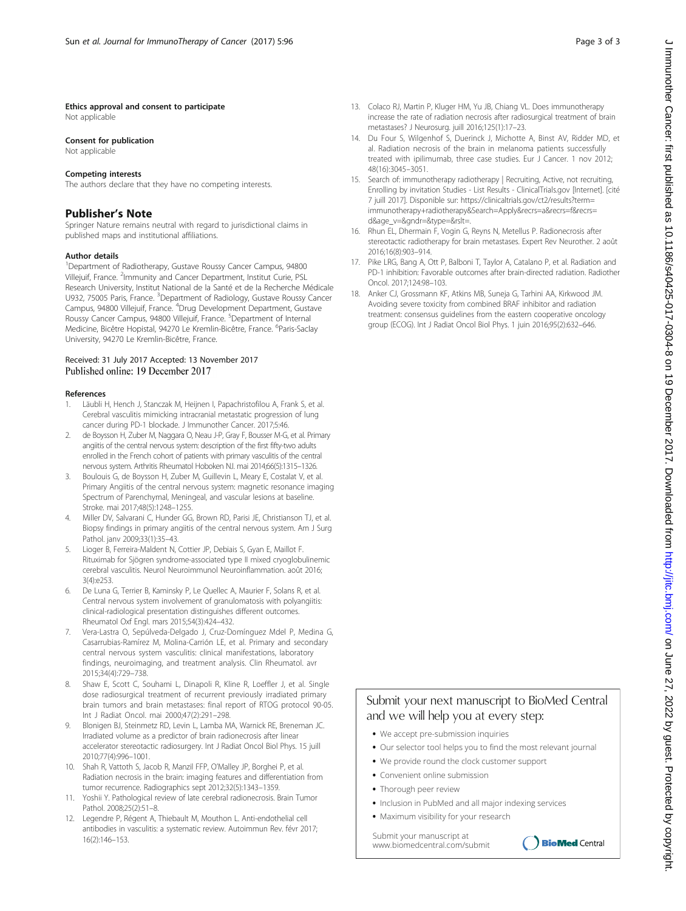#### Ethics approval and consent to participate

Not applicable

#### Consent for publication

Not applicable

#### Competing interests

The authors declare that they have no competing interests.

### Publisher's Note

Springer Nature remains neutral with regard to jurisdictional claims in published maps and institutional affiliations.

#### Author details

[1]Department of Radiotherapy, Gustave Roussy Cancer Campus, 94800 Villejuif, France. [2]Immunity and Cancer Department, Institut Curie, PSL Research University, Institut National de la Santé et de la Recherche Médicale U932, 75005 Paris, France. [3]Department of Radiology, Gustave Roussy Cancer Campus, 94800 Villejuif, France. [4]Drug Development Department, Gustave Roussy Cancer Campus, 94800 Villejuif, France. [5]Department of Internal Medicine, Bicêtre Hopistal, 94270 Le Kremlin-Bicêtre, France. [6]Paris-Saclay University, 94270 Le Kremlin-Bicêtre, France.

Received: 31 July 2017 Accepted: 13 November 2017
Published online: 19 December 2017

#### References

1. Läubli H, Hench J, Stanczak M, Heijnen I, Papachristofilou A, Frank S, et al. Cerebral vasculitis mimicking intracranial metastatic progression of lung cancer during PD-1 blockade. J Immunother Cancer. 2017;5:46.
2. de Boysson H, Zuber M, Naggara O, Neau J-P, Gray F, Bousser M-G, et al. Primary angiitis of the central nervous system: description of the first fifty-two adults enrolled in the French cohort of patients with primary vasculitis of the central nervous system. Arthritis Rheumatol Hoboken NJ. mai 2014;66(5):1315–1326.
3. Boulouis G, de Boysson H, Zuber M, Guillevin L, Meary E, Costalat V, et al. Primary Angiitis of the central nervous system: magnetic resonance imaging Spectrum of Parenchymal, Meningeal, and vascular lesions at baseline. Stroke. mai 2017;48(5):1248–1255.
4. Miller DV, Salvarani C, Hunder GG, Brown RD, Parisi JE, Christianson TJ, et al. Biopsy findings in primary angiitis of the central nervous system. Am J Surg Pathol. janv 2009;33(1):35–43.
5. Lioger B, Ferreira-Maldent N, Cottier JP, Debiais S, Gyan E, Maillot F. Rituximab for Sjögren syndrome-associated type II mixed cryoglobulinemic cerebral vasculitis. Neurol Neuroimmunol Neuroinflammation. août 2016; 3(4):e253.
6. De Luna G, Terrier B, Kaminsky P, Le Quellec A, Maurier F, Solans R, et al. Central nervous system involvement of granulomatosis with polyangiitis: clinical-radiological presentation distinguishes different outcomes. Rheumatol Oxf Engl. mars 2015;54(3):424–432.
7. Vera-Lastra O, Sepúlveda-Delgado J, Cruz-Domínguez Mdel P, Medina G, Casarrubias-Ramírez M, Molina-Carrión LE, et al. Primary and secondary central nervous system vasculitis: clinical manifestations, laboratory findings, neuroimaging, and treatment analysis. Clin Rheumatol. avr 2015;34(4):729–738.
8. Shaw E, Scott C, Souhami L, Dinapoli R, Kline R, Loeffler J, et al. Single dose radiosurgical treatment of recurrent previously irradiated primary brain tumors and brain metastases: final report of RTOG protocol 90-05. Int J Radiat Oncol. mai 2000;47(2):291–298.
9. Blonigen BJ, Steinmetz RD, Levin L, Lamba MA, Warnick RE, Breneman JC. Irradiated volume as a predictor of brain radionecrosis after linear accelerator stereotactic radiosurgery. Int J Radiat Oncol Biol Phys. 15 juill 2010;77(4):996–1001.
10. Shah R, Vattoth S, Jacob R, Manzil FFP, O'Malley JP, Borghei P, et al. Radiation necrosis in the brain: imaging features and differentiation from tumor recurrence. Radiographics sept 2012;32(5):1343–1359.
11. Yoshii Y. Pathological review of late cerebral radionecrosis. Brain Tumor Pathol. 2008;25(2):51–8.
12. Legendre P, Régent A, Thiebault M, Mouthon L. Anti-endothelial cell antibodies in vasculitis: a systematic review. Autoimmun Rev. févr 2017; 16(2):146–153.
13. Colaco RJ, Martin P, Kluger HM, Yu JB, Chiang VL. Does immunotherapy increase the rate of radiation necrosis after radiosurgical treatment of brain metastases? J Neurosurg. juill 2016;125(1):17–23.
14. Du Four S, Wilgenhof S, Duerinck J, Michotte A, Binst AV, Ridder MD, et al. Radiation necrosis of the brain in melanoma patients successfully treated with ipilimumab, three case studies. Eur J Cancer. 1 nov 2012; 48(16):3045–3051.
15. Search of: immunotherapy radiotherapy | Recruiting, Active, not recruiting, Enrolling by invitation Studies - List Results - ClinicalTrials.gov [Internet]. [cité 7 juill 2017]. Disponible sur: https://clinicaltrials.gov/ct2/results?term=immunotherapy+radiotherapy&Search=Apply&recrs=a&recrs=f&recrs=d&age_v=&gndr=&type=&rslt=.
16. Rhun EL, Dhermain F, Vogin G, Reyns N, Metellus P. Radionecrosis after stereotactic radiotherapy for brain metastases. Expert Rev Neurother. 2 août 2016;16(8):903–914.
17. Pike LRG, Bang A, Ott P, Balboni T, Taylor A, Catalano P, et al. Radiation and PD-1 inhibition: Favorable outcomes after brain-directed radiation. Radiother Oncol. 2017;124:98–103.
18. Anker CJ, Grossmann KF, Atkins MB, Suneja G, Tarhini AA, Kirkwood JM. Avoiding severe toxicity from combined BRAF inhibitor and radiation treatment: consensus guidelines from the eastern cooperative oncology group (ECOG). Int J Radiat Oncol Biol Phys. 1 juin 2016;95(2):632–646.

Submit your next manuscript to BioMed Central and we will help you at every step:

- We accept pre-submission inquiries
- Our selector tool helps you to find the most relevant journal
- We provide round the clock customer support
- Convenient online submission
- Thorough peer review
- Inclusion in PubMed and all major indexing services
- Maximum visibility for your research

Submit your manuscript at www.biomedcentral.com/submit

BioMed Central